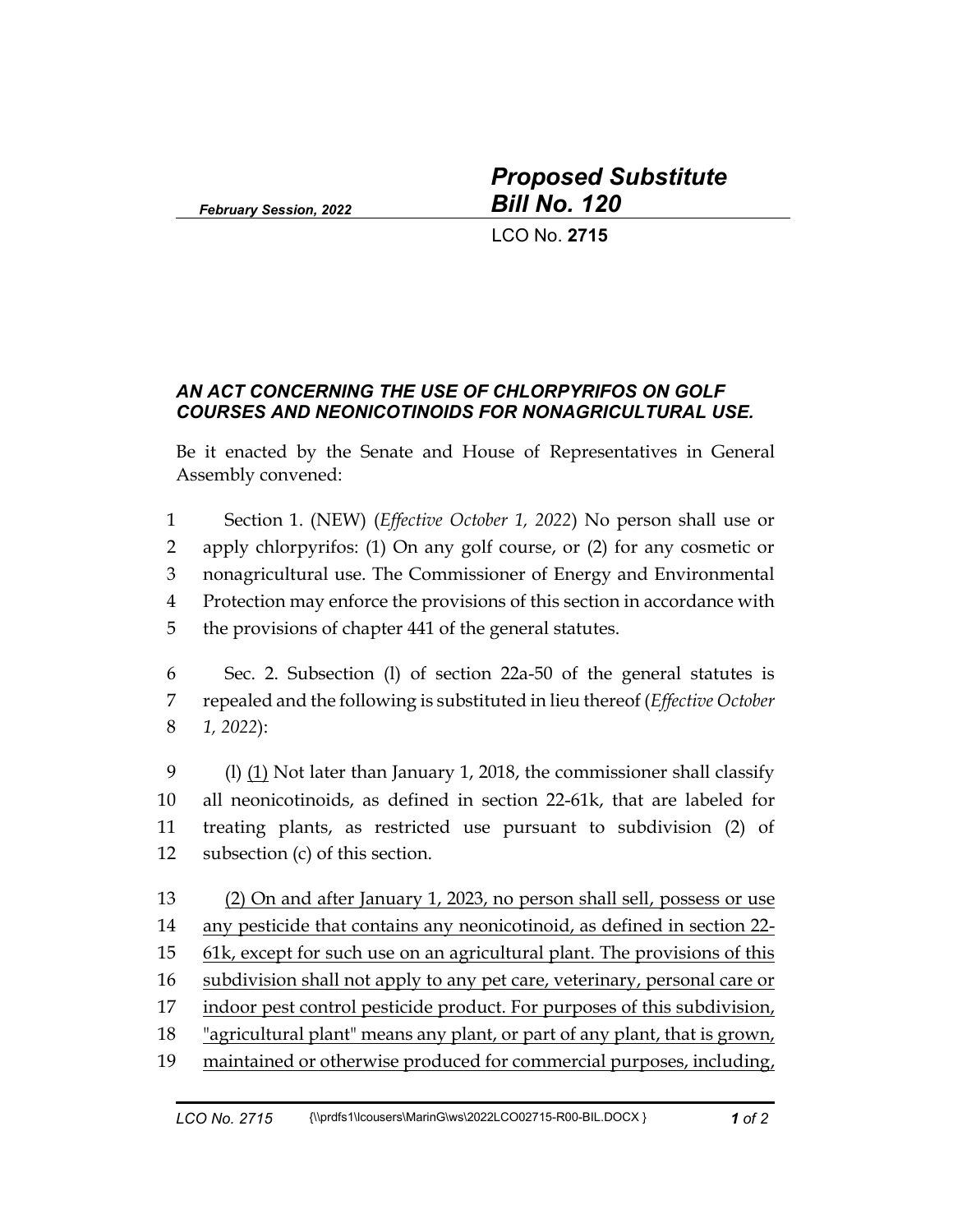*February Session, 2022*

# *Proposed Substitute Bill No. 120*

LCO No. **2715**

## *AN ACT CONCERNING THE USE OF CHLORPYRIFOS ON GOLF COURSES AND NEONICOTINOIDS FOR NONAGRICULTURAL USE.*

Be it enacted by the Senate and House of Representatives in General Assembly convened:

Section 1. (NEW) (*Effective October 1, 2022*) No person shall use or apply chlorpyrifos: (1) On any golf course, or (2) for any cosmetic or nonagricultural use. The Commissioner of Energy and Environmental Protection may enforce the provisions of this section in accordance with the provisions of chapter 441 of the general statutes.

Sec. 2. Subsection (l) of section 22a-50 of the general statutes is repealed and the following is substituted in lieu thereof (*Effective October 1, 2022*):

(l) <u>(1)</u> Not later than January 1, 2018, the commissioner shall classify all neonicotinoids, as defined in section 22-61k, that are labeled for treating plants, as restricted use pursuant to subdivision (2) of subsection (c) of this section.

<u>(2) On and after January 1, 2023, no person shall sell, possess or use any pesticide that contains any neonicotinoid, as defined in section 22-61k, except for such use on an agricultural plant. The provisions of this subdivision shall not apply to any pet care, veterinary, personal care or indoor pest control pesticide product. For purposes of this subdivision, "agricultural plant" means any plant, or part of any plant, that is grown, maintained or otherwise produced for commercial purposes, including,</u>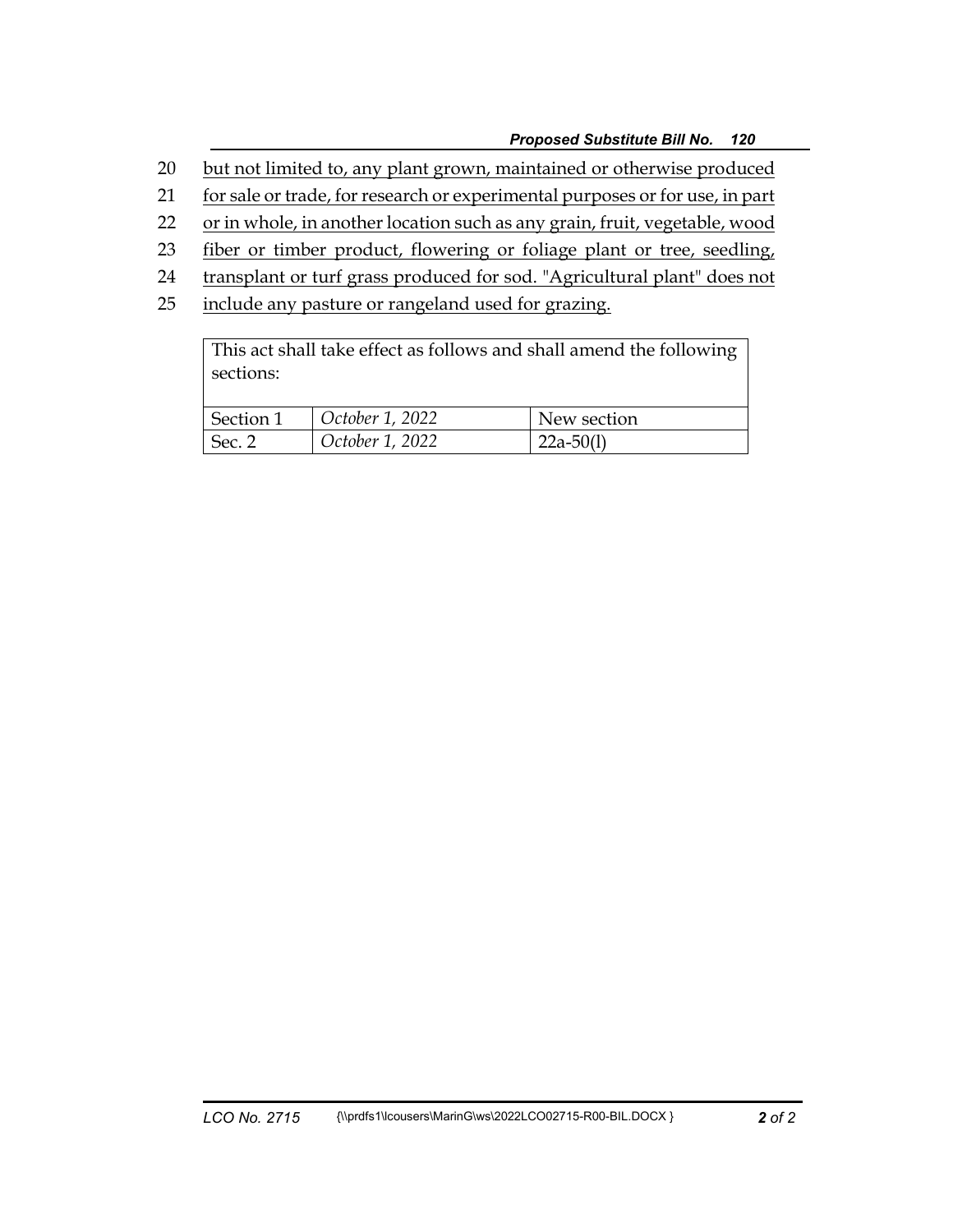20 but not limited to, any plant grown, maintained or otherwise produced
21 for sale or trade, for research or experimental purposes or for use, in part
22 or in whole, in another location such as any grain, fruit, vegetable, wood
23 fiber or timber product, flowering or foliage plant or tree, seedling,
24 transplant or turf grass produced for sod. "Agricultural plant" does not
25 include any pasture or rangeland used for grazing.

| This act shall take effect as follows and shall amend the following sections: | | |
|---|---|---|
| Section 1 | *October 1, 2022* | New section |
| Sec. 2 | *October 1, 2022* | 22a-50(l) |